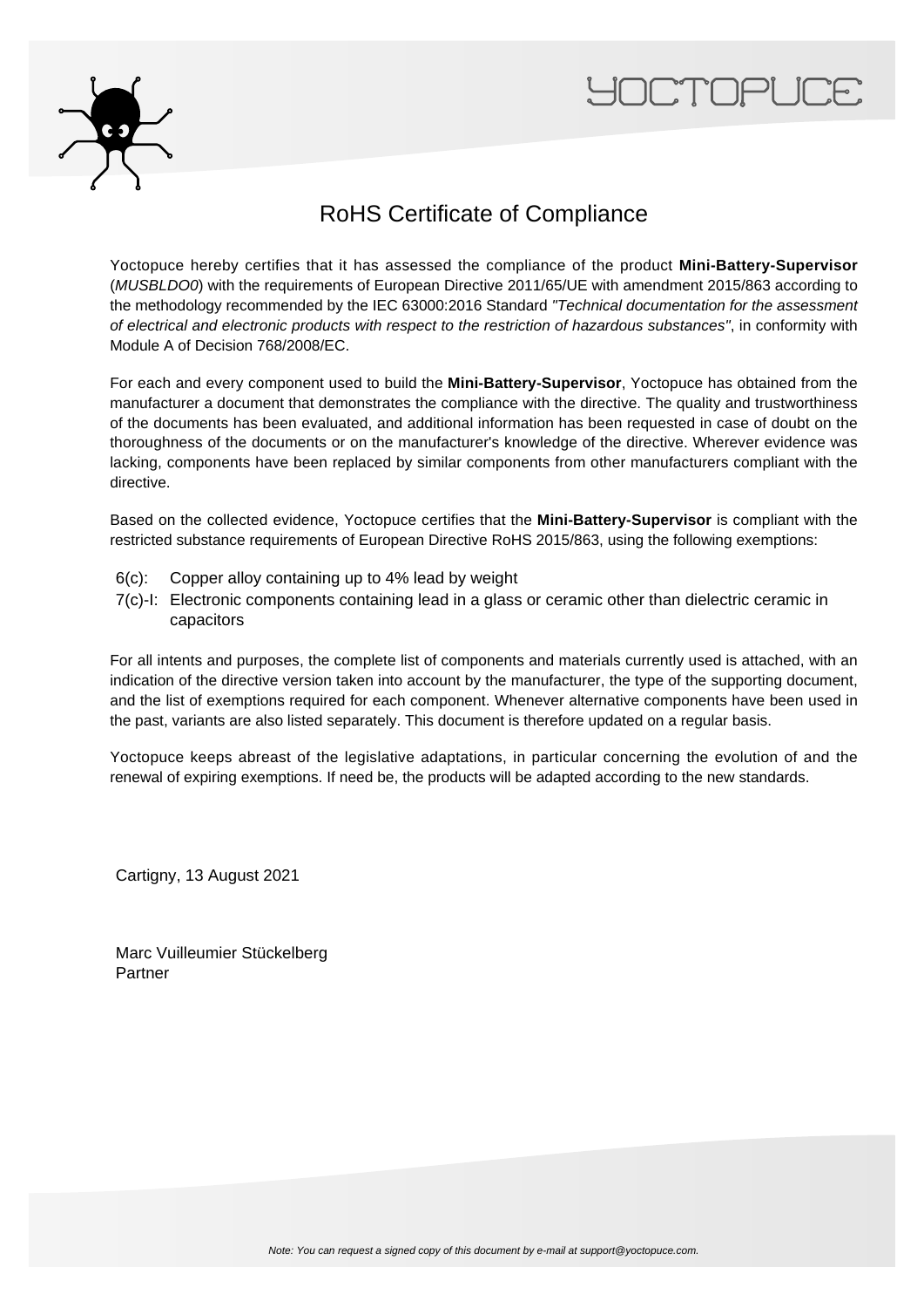# RoHS Certificate of Compliance

Yoctopuce hereby certifies that it has assessed the compliance of the product **Mini-Battery-Supervisor** (*MUSBLDO0*) with the requirements of European Directive 2011/65/UE with amendment 2015/863 according to the methodology recommended by the IEC 63000:2016 Standard *"Technical documentation for the assessment of electrical and electronic products with respect to the restriction of hazardous substances"*, in conformity with Module A of Decision 768/2008/EC.

For each and every component used to build the **Mini-Battery-Supervisor**, Yoctopuce has obtained from the manufacturer a document that demonstrates the compliance with the directive. The quality and trustworthiness of the documents has been evaluated, and additional information has been requested in case of doubt on the thoroughness of the documents or on the manufacturer's knowledge of the directive. Wherever evidence was lacking, components have been replaced by similar components from other manufacturers compliant with the directive.

Based on the collected evidence, Yoctopuce certifies that the **Mini-Battery-Supervisor** is compliant with the restricted substance requirements of European Directive RoHS 2015/863, using the following exemptions:

- 6(c): Copper alloy containing up to 4% lead by weight
- 7(c)-I: Electronic components containing lead in a glass or ceramic other than dielectric ceramic in capacitors

For all intents and purposes, the complete list of components and materials currently used is attached, with an indication of the directive version taken into account by the manufacturer, the type of the supporting document, and the list of exemptions required for each component. Whenever alternative components have been used in the past, variants are also listed separately. This document is therefore updated on a regular basis.

Yoctopuce keeps abreast of the legislative adaptations, in particular concerning the evolution of and the renewal of expiring exemptions. If need be, the products will be adapted according to the new standards.

Cartigny, 13 August 2021

Marc Vuilleumier Stückelberg
Partner

*Note: You can request a signed copy of this document by e-mail at support@yoctopuce.com.*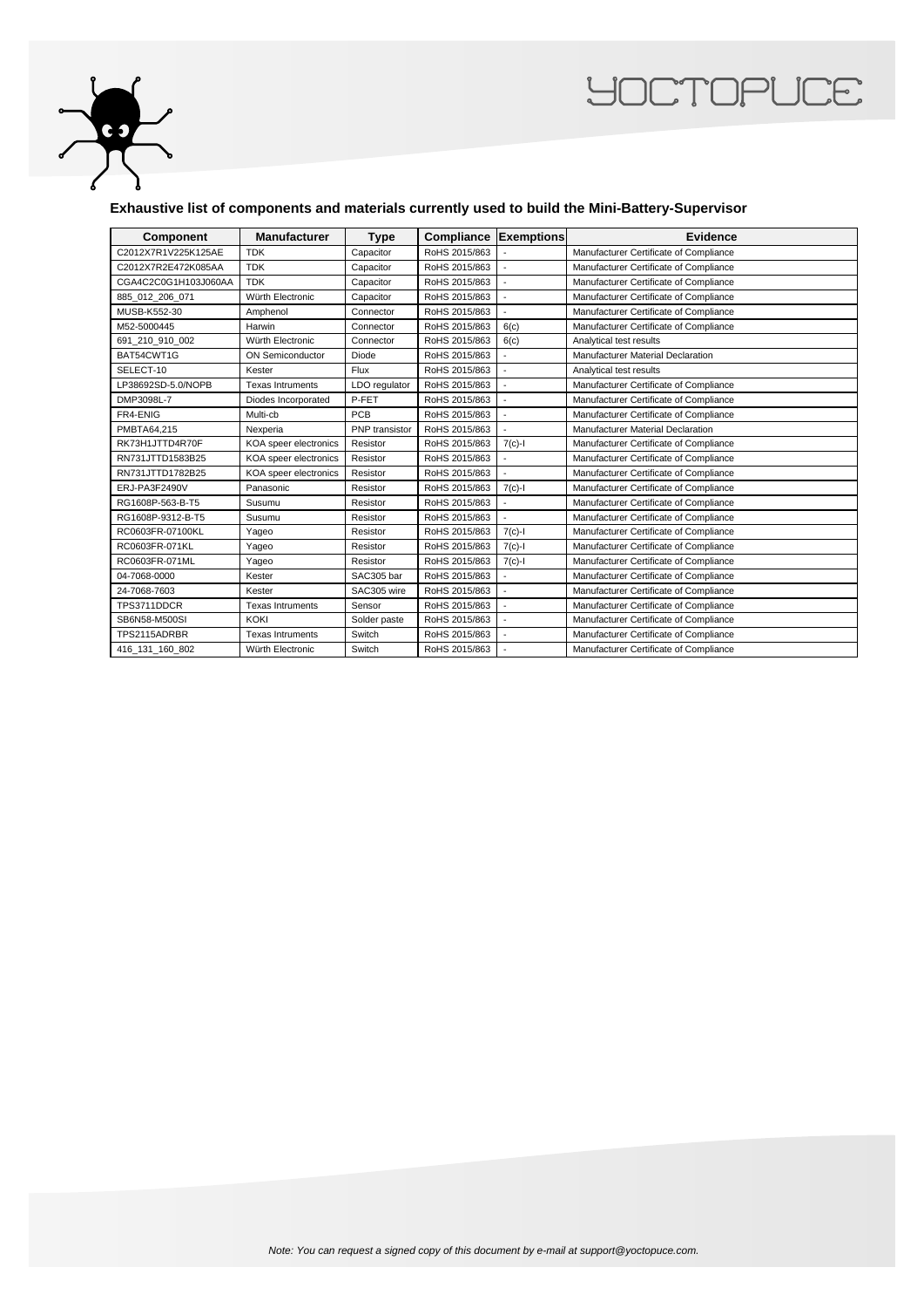**Exhaustive list of components and materials currently used to build the Mini-Battery-Supervisor**

| Component | Manufacturer | Type | Compliance | Exemptions | Evidence |
|---|---|---|---|---|---|
| C2012X7R1V225K125AE | TDK | Capacitor | RoHS 2015/863 | - | Manufacturer Certificate of Compliance |
| C2012X7R2E472K085AA | TDK | Capacitor | RoHS 2015/863 | - | Manufacturer Certificate of Compliance |
| CGA4C2C0G1H103J060AA | TDK | Capacitor | RoHS 2015/863 | - | Manufacturer Certificate of Compliance |
| 885_012_206_071 | Würth Electronic | Capacitor | RoHS 2015/863 | - | Manufacturer Certificate of Compliance |
| MUSB-K552-30 | Amphenol | Connector | RoHS 2015/863 | - | Manufacturer Certificate of Compliance |
| M52-5000445 | Harwin | Connector | RoHS 2015/863 | 6(c) | Manufacturer Certificate of Compliance |
| 691_210_910_002 | Würth Electronic | Connector | RoHS 2015/863 | 6(c) | Analytical test results |
| BAT54CWT1G | ON Semiconductor | Diode | RoHS 2015/863 | - | Manufacturer Material Declaration |
| SELECT-10 | Kester | Flux | RoHS 2015/863 | - | Analytical test results |
| LP38692SD-5.0/NOPB | Texas Intruments | LDO regulator | RoHS 2015/863 | - | Manufacturer Certificate of Compliance |
| DMP3098L-7 | Diodes Incorporated | P-FET | RoHS 2015/863 | - | Manufacturer Certificate of Compliance |
| FR4-ENIG | Multi-cb | PCB | RoHS 2015/863 | - | Manufacturer Certificate of Compliance |
| PMBTA64,215 | Nexperia | PNP transistor | RoHS 2015/863 | - | Manufacturer Material Declaration |
| RK73H1JTTD4R70F | KOA speer electronics | Resistor | RoHS 2015/863 | 7(c)-I | Manufacturer Certificate of Compliance |
| RN731JTTD1583B25 | KOA speer electronics | Resistor | RoHS 2015/863 | - | Manufacturer Certificate of Compliance |
| RN731JTTD1782B25 | KOA speer electronics | Resistor | RoHS 2015/863 | - | Manufacturer Certificate of Compliance |
| ERJ-PA3F2490V | Panasonic | Resistor | RoHS 2015/863 | 7(c)-I | Manufacturer Certificate of Compliance |
| RG1608P-563-B-T5 | Susumu | Resistor | RoHS 2015/863 | - | Manufacturer Certificate of Compliance |
| RG1608P-9312-B-T5 | Susumu | Resistor | RoHS 2015/863 | - | Manufacturer Certificate of Compliance |
| RC0603FR-07100KL | Yageo | Resistor | RoHS 2015/863 | 7(c)-I | Manufacturer Certificate of Compliance |
| RC0603FR-071KL | Yageo | Resistor | RoHS 2015/863 | 7(c)-I | Manufacturer Certificate of Compliance |
| RC0603FR-071ML | Yageo | Resistor | RoHS 2015/863 | 7(c)-I | Manufacturer Certificate of Compliance |
| 04-7068-0000 | Kester | SAC305 bar | RoHS 2015/863 | - | Manufacturer Certificate of Compliance |
| 24-7068-7603 | Kester | SAC305 wire | RoHS 2015/863 | - | Manufacturer Certificate of Compliance |
| TPS3711DDCR | Texas Intruments | Sensor | RoHS 2015/863 | - | Manufacturer Certificate of Compliance |
| SB6N58-M500SI | KOKI | Solder paste | RoHS 2015/863 | - | Manufacturer Certificate of Compliance |
| TPS2115ADRBR | Texas Intruments | Switch | RoHS 2015/863 | - | Manufacturer Certificate of Compliance |
| 416_131_160_802 | Würth Electronic | Switch | RoHS 2015/863 | - | Manufacturer Certificate of Compliance |

*Note: You can request a signed copy of this document by e-mail at support@yoctopuce.com.*